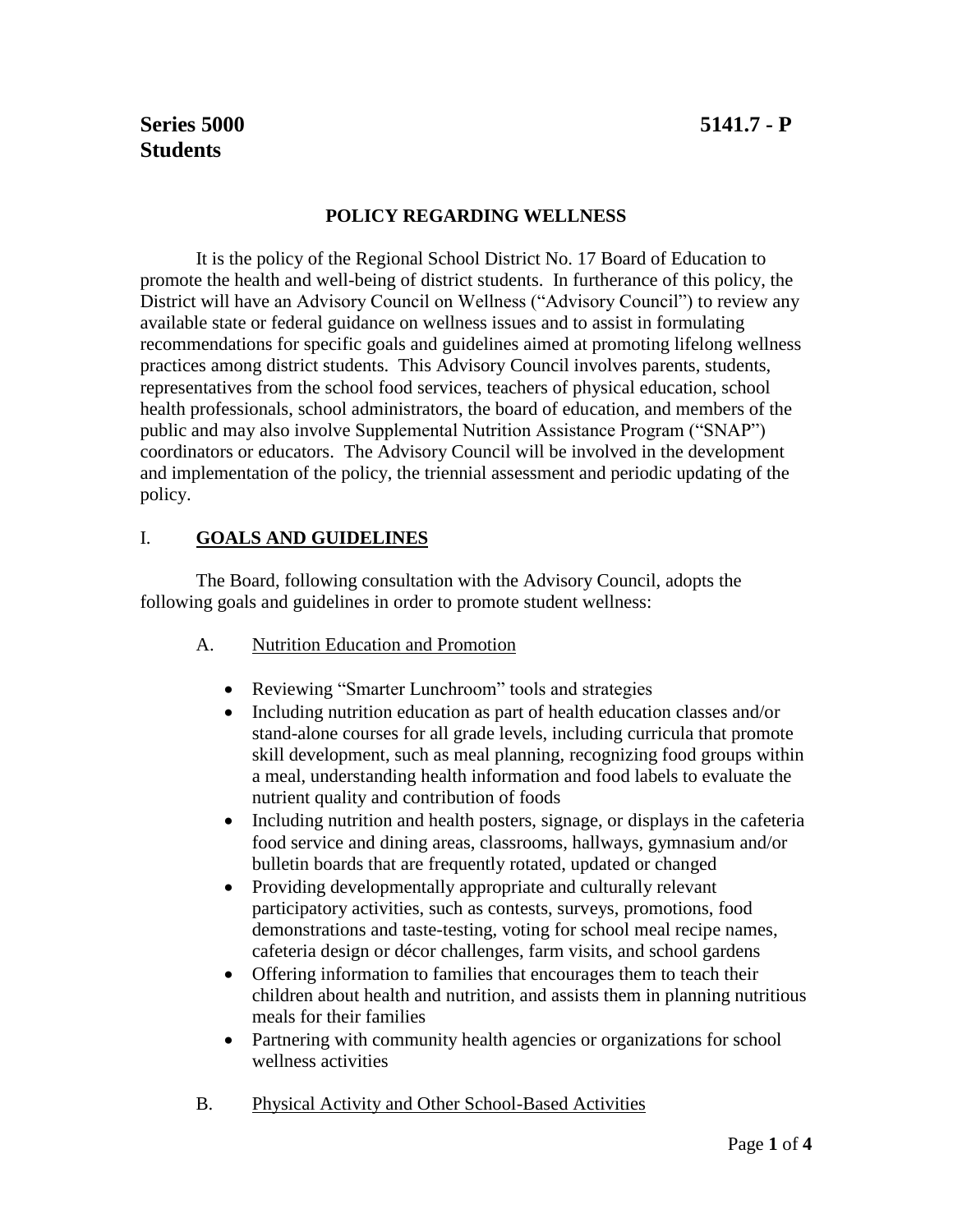**Series 5000** **5141.7 - P**
**Students**

## POLICY REGARDING WELLNESS

It is the policy of the Regional School District No. 17 Board of Education to promote the health and well-being of district students. In furtherance of this policy, the District will have an Advisory Council on Wellness ("Advisory Council") to review any available state or federal guidance on wellness issues and to assist in formulating recommendations for specific goals and guidelines aimed at promoting lifelong wellness practices among district students. This Advisory Council involves parents, students, representatives from the school food services, teachers of physical education, school health professionals, school administrators, the board of education, and members of the public and may also involve Supplemental Nutrition Assistance Program ("SNAP") coordinators or educators. The Advisory Council will be involved in the development and implementation of the policy, the triennial assessment and periodic updating of the policy.

### I. GOALS AND GUIDELINES

The Board, following consultation with the Advisory Council, adopts the following goals and guidelines in order to promote student wellness:

A. Nutrition Education and Promotion

- Reviewing "Smarter Lunchroom" tools and strategies
- Including nutrition education as part of health education classes and/or stand-alone courses for all grade levels, including curricula that promote skill development, such as meal planning, recognizing food groups within a meal, understanding health information and food labels to evaluate the nutrient quality and contribution of foods
- Including nutrition and health posters, signage, or displays in the cafeteria food service and dining areas, classrooms, hallways, gymnasium and/or bulletin boards that are frequently rotated, updated or changed
- Providing developmentally appropriate and culturally relevant participatory activities, such as contests, surveys, promotions, food demonstrations and taste-testing, voting for school meal recipe names, cafeteria design or décor challenges, farm visits, and school gardens
- Offering information to families that encourages them to teach their children about health and nutrition, and assists them in planning nutritious meals for their families
- Partnering with community health agencies or organizations for school wellness activities

B. Physical Activity and Other School-Based Activities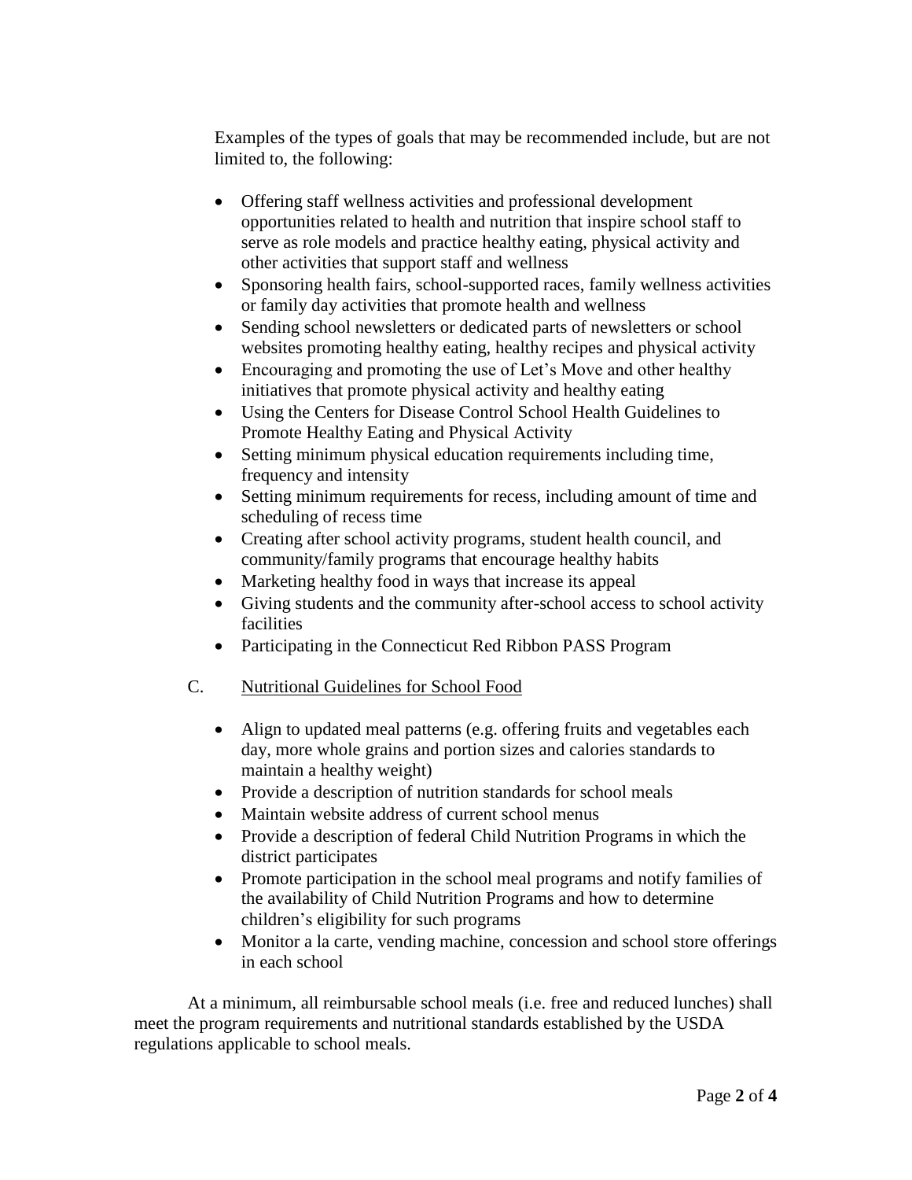Examples of the types of goals that may be recommended include, but are not limited to, the following:

- Offering staff wellness activities and professional development opportunities related to health and nutrition that inspire school staff to serve as role models and practice healthy eating, physical activity and other activities that support staff and wellness
- Sponsoring health fairs, school-supported races, family wellness activities or family day activities that promote health and wellness
- Sending school newsletters or dedicated parts of newsletters or school websites promoting healthy eating, healthy recipes and physical activity
- Encouraging and promoting the use of Let's Move and other healthy initiatives that promote physical activity and healthy eating
- Using the Centers for Disease Control School Health Guidelines to Promote Healthy Eating and Physical Activity
- Setting minimum physical education requirements including time, frequency and intensity
- Setting minimum requirements for recess, including amount of time and scheduling of recess time
- Creating after school activity programs, student health council, and community/family programs that encourage healthy habits
- Marketing healthy food in ways that increase its appeal
- Giving students and the community after-school access to school activity facilities
- Participating in the Connecticut Red Ribbon PASS Program

C. <u>Nutritional Guidelines for School Food</u>

- Align to updated meal patterns (e.g. offering fruits and vegetables each day, more whole grains and portion sizes and calories standards to maintain a healthy weight)
- Provide a description of nutrition standards for school meals
- Maintain website address of current school menus
- Provide a description of federal Child Nutrition Programs in which the district participates
- Promote participation in the school meal programs and notify families of the availability of Child Nutrition Programs and how to determine children's eligibility for such programs
- Monitor a la carte, vending machine, concession and school store offerings in each school

At a minimum, all reimbursable school meals (i.e. free and reduced lunches) shall meet the program requirements and nutritional standards established by the USDA regulations applicable to school meals.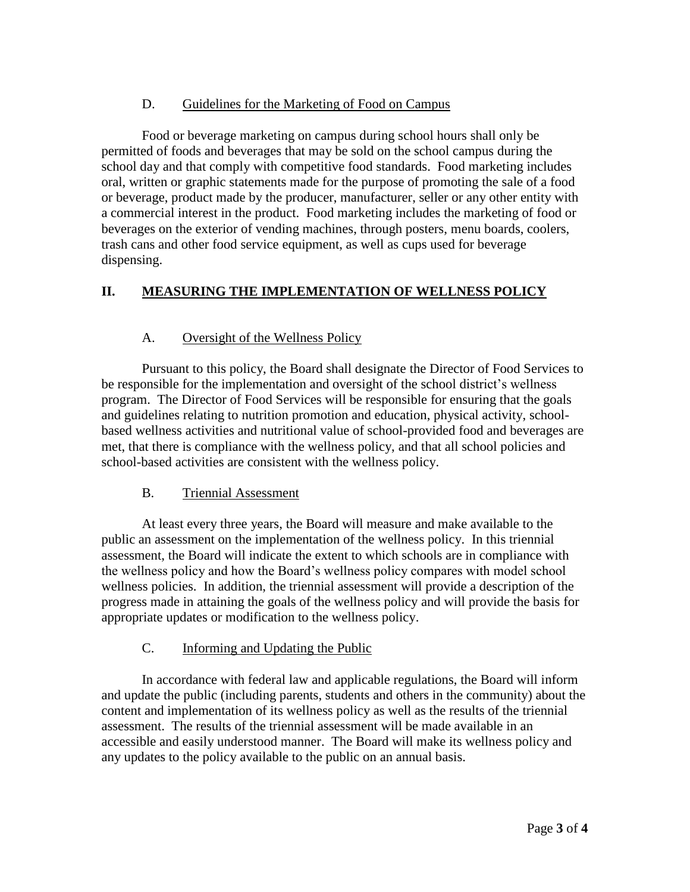### D. <u>Guidelines for the Marketing of Food on Campus</u>

Food or beverage marketing on campus during school hours shall only be permitted of foods and beverages that may be sold on the school campus during the school day and that comply with competitive food standards. Food marketing includes oral, written or graphic statements made for the purpose of promoting the sale of a food or beverage, product made by the producer, manufacturer, seller or any other entity with a commercial interest in the product. Food marketing includes the marketing of food or beverages on the exterior of vending machines, through posters, menu boards, coolers, trash cans and other food service equipment, as well as cups used for beverage dispensing.

## II. <u>MEASURING THE IMPLEMENTATION OF WELLNESS POLICY</u>

### A. <u>Oversight of the Wellness Policy</u>

Pursuant to this policy, the Board shall designate the Director of Food Services to be responsible for the implementation and oversight of the school district's wellness program. The Director of Food Services will be responsible for ensuring that the goals and guidelines relating to nutrition promotion and education, physical activity, school-based wellness activities and nutritional value of school-provided food and beverages are met, that there is compliance with the wellness policy, and that all school policies and school-based activities are consistent with the wellness policy.

### B. <u>Triennial Assessment</u>

At least every three years, the Board will measure and make available to the public an assessment on the implementation of the wellness policy. In this triennial assessment, the Board will indicate the extent to which schools are in compliance with the wellness policy and how the Board's wellness policy compares with model school wellness policies. In addition, the triennial assessment will provide a description of the progress made in attaining the goals of the wellness policy and will provide the basis for appropriate updates or modification to the wellness policy.

### C. <u>Informing and Updating the Public</u>

In accordance with federal law and applicable regulations, the Board will inform and update the public (including parents, students and others in the community) about the content and implementation of its wellness policy as well as the results of the triennial assessment. The results of the triennial assessment will be made available in an accessible and easily understood manner. The Board will make its wellness policy and any updates to the policy available to the public on an annual basis.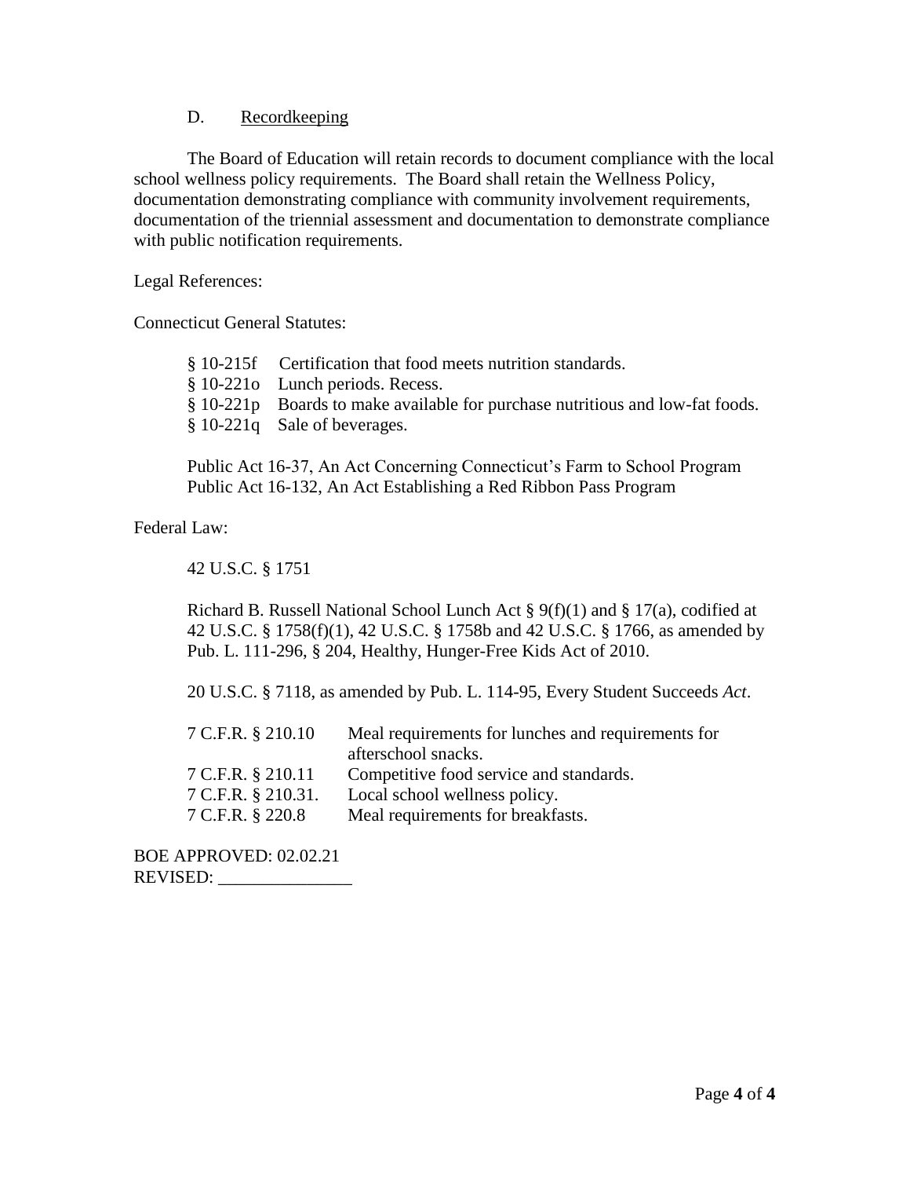D. <u>Recordkeeping</u>

The Board of Education will retain records to document compliance with the local school wellness policy requirements. The Board shall retain the Wellness Policy, documentation demonstrating compliance with community involvement requirements, documentation of the triennial assessment and documentation to demonstrate compliance with public notification requirements.

Legal References:

Connecticut General Statutes:

§ 10-215f Certification that food meets nutrition standards.
§ 10-221o Lunch periods. Recess.
§ 10-221p Boards to make available for purchase nutritious and low-fat foods.
§ 10-221q Sale of beverages.

Public Act 16-37, An Act Concerning Connecticut's Farm to School Program
Public Act 16-132, An Act Establishing a Red Ribbon Pass Program

Federal Law:

42 U.S.C. § 1751

Richard B. Russell National School Lunch Act § 9(f)(1) and § 17(a), codified at 42 U.S.C. § 1758(f)(1), 42 U.S.C. § 1758b and 42 U.S.C. § 1766, as amended by Pub. L. 111-296, § 204, Healthy, Hunger-Free Kids Act of 2010.

20 U.S.C. § 7118, as amended by Pub. L. 114-95, Every Student Succeeds *Act*.

| | |
|---|---|
| 7 C.F.R. § 210.10 | Meal requirements for lunches and requirements for afterschool snacks. |
| 7 C.F.R. § 210.11 | Competitive food service and standards. |
| 7 C.F.R. § 210.31. | Local school wellness policy. |
| 7 C.F.R. § 220.8 | Meal requirements for breakfasts. |

BOE APPROVED: 02.02.21
REVISED: _______________